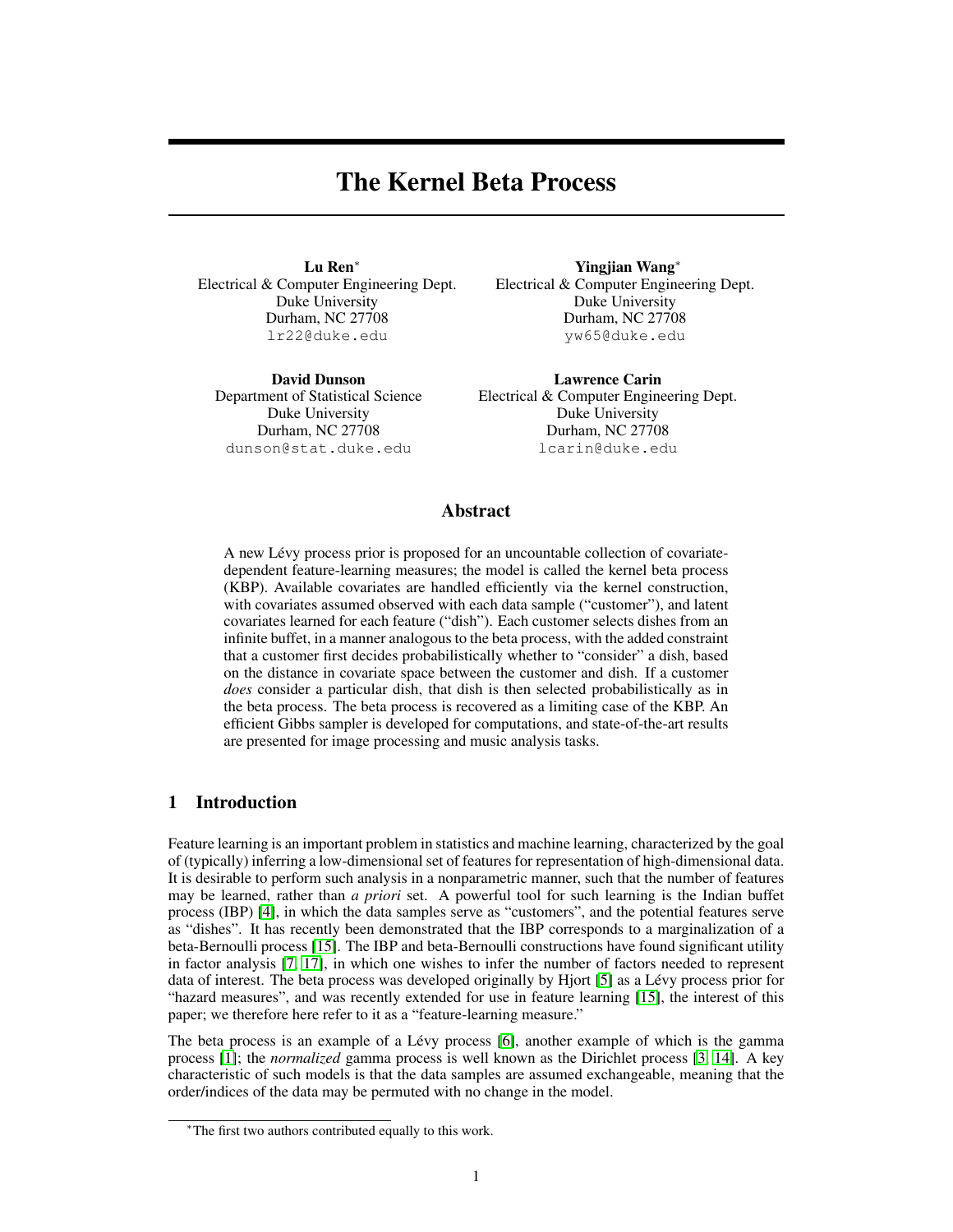# The Kernel Beta Process

**Lu Ren***
Electrical & Computer Engineering Dept.
Duke University
Durham, NC 27708
lr22@duke.edu

**Yingjian Wang***
Electrical & Computer Engineering Dept.
Duke University
Durham, NC 27708
yw65@duke.edu

**David Dunson**
Department of Statistical Science
Duke University
Durham, NC 27708
dunson@stat.duke.edu

**Lawrence Carin**
Electrical & Computer Engineering Dept.
Duke University
Durham, NC 27708
lcarin@duke.edu

## Abstract

A new Lévy process prior is proposed for an uncountable collection of covariate-dependent feature-learning measures; the model is called the kernel beta process (KBP). Available covariates are handled efficiently via the kernel construction, with covariates assumed observed with each data sample ("customer"), and latent covariates learned for each feature ("dish"). Each customer selects dishes from an infinite buffet, in a manner analogous to the beta process, with the added constraint that a customer first decides probabilistically whether to "consider" a dish, based on the distance in covariate space between the customer and dish. If a customer *does* consider a particular dish, that dish is then selected probabilistically as in the beta process. The beta process is recovered as a limiting case of the KBP. An efficient Gibbs sampler is developed for computations, and state-of-the-art results are presented for image processing and music analysis tasks.

## 1 Introduction

Feature learning is an important problem in statistics and machine learning, characterized by the goal of (typically) inferring a low-dimensional set of features for representation of high-dimensional data. It is desirable to perform such analysis in a nonparametric manner, such that the number of features may be learned, rather than *a priori* set. A powerful tool for such learning is the Indian buffet process (IBP) [4], in which the data samples serve as "customers", and the potential features serve as "dishes". It has recently been demonstrated that the IBP corresponds to a marginalization of a beta-Bernoulli process [15]. The IBP and beta-Bernoulli constructions have found significant utility in factor analysis [7, 17], in which one wishes to infer the number of factors needed to represent data of interest. The beta process was developed originally by Hjort [5] as a Lévy process prior for "hazard measures", and was recently extended for use in feature learning [15], the interest of this paper; we therefore here refer to it as a "feature-learning measure."

The beta process is an example of a Lévy process [6], another example of which is the gamma process [1]; the *normalized* gamma process is well known as the Dirichlet process [3, 14]. A key characteristic of such models is that the data samples are assumed exchangeable, meaning that the order/indices of the data may be permuted with no change in the model.

*The first two authors contributed equally to this work.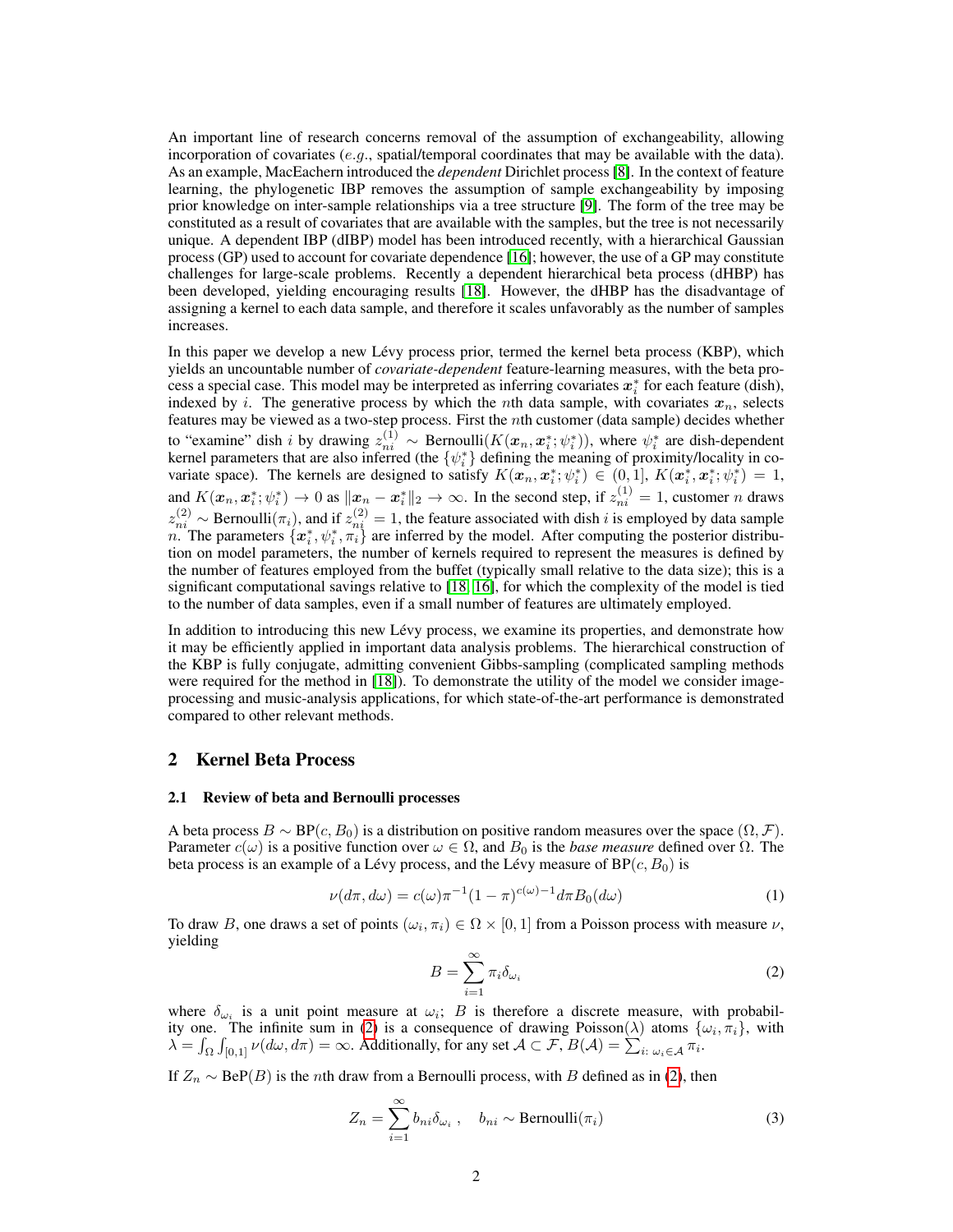An important line of research concerns removal of the assumption of exchangeability, allowing incorporation of covariates (*e.g.*, spatial/temporal coordinates that may be available with the data). As an example, MacEachern introduced the *dependent* Dirichlet process [8]. In the context of feature learning, the phylogenetic IBP removes the assumption of sample exchangeability by imposing prior knowledge on inter-sample relationships via a tree structure [9]. The form of the tree may be constituted as a result of covariates that are available with the samples, but the tree is not necessarily unique. A dependent IBP (dIBP) model has been introduced recently, with a hierarchical Gaussian process (GP) used to account for covariate dependence [16]; however, the use of a GP may constitute challenges for large-scale problems. Recently a dependent hierarchical beta process (dHBP) has been developed, yielding encouraging results [18]. However, the dHBP has the disadvantage of assigning a kernel to each data sample, and therefore it scales unfavorably as the number of samples increases.

In this paper we develop a new Lévy process prior, termed the kernel beta process (KBP), which yields an uncountable number of *covariate-dependent* feature-learning measures, with the beta process a special case. This model may be interpreted as inferring covariates $\boldsymbol{x}_i^*$ for each feature (dish), indexed by $i$. The generative process by which the $n$th data sample, with covariates $\boldsymbol{x}_n$, selects features may be viewed as a two-step process. First the $n$th customer (data sample) decides whether to "examine" dish $i$ by drawing $z_{ni}^{(1)} \sim \text{Bernoulli}(K(\boldsymbol{x}_n, \boldsymbol{x}_i^*; \psi_i^*))$, where $\psi_i^*$ are dish-dependent kernel parameters that are also inferred (the $\{\psi_i^*\}$ defining the meaning of proximity/locality in covariate space). The kernels are designed to satisfy $K(\boldsymbol{x}_n, \boldsymbol{x}_i^*; \psi_i^*) \in (0, 1]$, $K(\boldsymbol{x}_i^*, \boldsymbol{x}_i^*; \psi_i^*) = 1$, and $K(\boldsymbol{x}_n, \boldsymbol{x}_i^*; \psi_i^*) \to 0$ as $\|\boldsymbol{x}_n - \boldsymbol{x}_i^*\|_2 \to \infty$. In the second step, if $z_{ni}^{(1)} = 1$, customer $n$ draws $z_{ni}^{(2)} \sim \text{Bernoulli}(\pi_i)$, and if $z_{ni}^{(2)} = 1$, the feature associated with dish $i$ is employed by data sample $n$. The parameters $\{\boldsymbol{x}_i^*, \psi_i^*, \pi_i\}$ are inferred by the model. After computing the posterior distribution on model parameters, the number of kernels required to represent the measures is defined by the number of features employed from the buffet (typically small relative to the data size); this is a significant computational savings relative to [18, 16], for which the complexity of the model is tied to the number of data samples, even if a small number of features are ultimately employed.

In addition to introducing this new Lévy process, we examine its properties, and demonstrate how it may be efficiently applied in important data analysis problems. The hierarchical construction of the KBP is fully conjugate, admitting convenient Gibbs-sampling (complicated sampling methods were required for the method in [18]). To demonstrate the utility of the model we consider image-processing and music-analysis applications, for which state-of-the-art performance is demonstrated compared to other relevant methods.

## 2 Kernel Beta Process

### 2.1 Review of beta and Bernoulli processes

A beta process $B \sim \text{BP}(c, B_0)$ is a distribution on positive random measures over the space $(\Omega, \mathcal{F})$. Parameter $c(\omega)$ is a positive function over $\omega \in \Omega$, and $B_0$ is the *base measure* defined over $\Omega$. The beta process is an example of a Lévy process, and the Lévy measure of $\text{BP}(c, B_0)$ is

$$\nu(d\pi, d\omega) = c(\omega)\pi^{-1}(1-\pi)^{c(\omega)-1} d\pi B_0(d\omega) \tag{1}$$

To draw $B$, one draws a set of points $(\omega_i, \pi_i) \in \Omega \times [0, 1]$ from a Poisson process with measure $\nu$, yielding

$$B = \sum_{i=1}^{\infty} \pi_i \delta_{\omega_i} \tag{2}$$

where $\delta_{\omega_i}$ is a unit point measure at $\omega_i$; $B$ is therefore a discrete measure, with probability one. The infinite sum in (2) is a consequence of drawing Poisson($\lambda$) atoms $\{\omega_i, \pi_i\}$, with $\lambda = \int_\Omega \int_{[0,1]} \nu(d\omega, d\pi) = \infty$. Additionally, for any set $\mathcal{A} \subset \mathcal{F}$, $B(\mathcal{A}) = \sum_{i:\, \omega_i \in \mathcal{A}} \pi_i$.

If $Z_n \sim \text{BeP}(B)$ is the $n$th draw from a Bernoulli process, with $B$ defined as in (2), then

$$Z_n = \sum_{i=1}^{\infty} b_{ni} \delta_{\omega_i}\ , \quad b_{ni} \sim \text{Bernoulli}(\pi_i) \tag{3}$$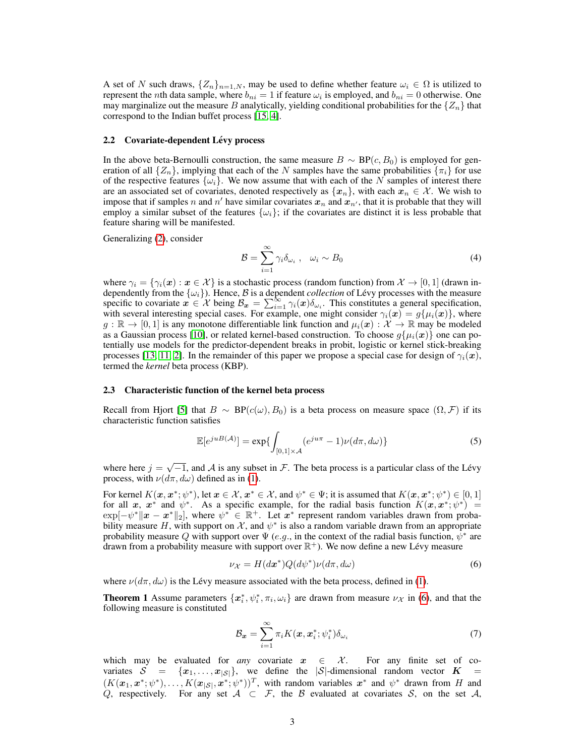A set of $N$ such draws, $\{Z_n\}_{n=1,N}$, may be used to define whether feature $\omega_i \in \Omega$ is utilized to represent the $n$th data sample, where $b_{ni} = 1$ if feature $\omega_i$ is employed, and $b_{ni} = 0$ otherwise. One may marginalize out the measure $B$ analytically, yielding conditional probabilities for the $\{Z_n\}$ that correspond to the Indian buffet process [15, 4].

### 2.2 Covariate-dependent Lévy process

In the above beta-Bernoulli construction, the same measure $B \sim \text{BP}(c, B_0)$ is employed for generation of all $\{Z_n\}$, implying that each of the $N$ samples have the same probabilities $\{\pi_i\}$ for use of the respective features $\{\omega_i\}$. We now assume that with each of the $N$ samples of interest there are an associated set of covariates, denoted respectively as $\{\boldsymbol{x}_n\}$, with each $\boldsymbol{x}_n \in \mathcal{X}$. We wish to impose that if samples $n$ and $n'$ have similar covariates $\boldsymbol{x}_n$ and $\boldsymbol{x}_{n'}$, that it is probable that they will employ a similar subset of the features $\{\omega_i\}$; if the covariates are distinct it is less probable that feature sharing will be manifested.

Generalizing (2), consider

$$\mathcal{B} = \sum_{i=1}^{\infty} \gamma_i \delta_{\omega_i}, \quad \omega_i \sim B_0 \tag{4}$$

where $\gamma_i = \{\gamma_i(\boldsymbol{x}) : \boldsymbol{x} \in \mathcal{X}\}$ is a stochastic process (random function) from $\mathcal{X} \to [0,1]$ (drawn independently from the $\{\omega_i\}$). Hence, $\mathcal{B}$ is a dependent *collection* of Lévy processes with the measure specific to covariate $\boldsymbol{x} \in \mathcal{X}$ being $\mathcal{B}_{\boldsymbol{x}} = \sum_{i=1}^{\infty} \gamma_i(\boldsymbol{x}) \delta_{\omega_i}$. This constitutes a general specification, with several interesting special cases. For example, one might consider $\gamma_i(\boldsymbol{x}) = g\{\mu_i(\boldsymbol{x})\}$, where $g : \mathbb{R} \to [0,1]$ is any monotone differentiable link function and $\mu_i(\boldsymbol{x}) : \mathcal{X} \to \mathbb{R}$ may be modeled as a Gaussian process [10], or related kernel-based construction. To choose $g\{\mu_i(\boldsymbol{x})\}$ one can potentially use models for the predictor-dependent breaks in probit, logistic or kernel stick-breaking processes [13, 11, 2]. In the remainder of this paper we propose a special case for design of $\gamma_i(\boldsymbol{x})$, termed the *kernel* beta process (KBP).

### 2.3 Characteristic function of the kernel beta process

Recall from Hjort [5] that $B \sim \text{BP}(c(\omega), B_0)$ is a beta process on measure space $(\Omega, \mathcal{F})$ if its characteristic function satisfies

$$\mathbb{E}[e^{juB(\mathcal{A})}] = \exp\{\int_{[0,1]\times\mathcal{A}} (e^{ju\pi} - 1)\nu(d\pi, d\omega)\} \tag{5}$$

where here $j = \sqrt{-1}$, and $\mathcal{A}$ is any subset in $\mathcal{F}$. The beta process is a particular class of the Lévy process, with $\nu(d\pi, d\omega)$ defined as in (1).

For kernel $K(\boldsymbol{x}, \boldsymbol{x}^*; \psi^*)$, let $\boldsymbol{x} \in \mathcal{X}$, $\boldsymbol{x}^* \in \mathcal{X}$, and $\psi^* \in \Psi$; it is assumed that $K(\boldsymbol{x}, \boldsymbol{x}^*; \psi^*) \in [0,1]$ for all $\boldsymbol{x}$, $\boldsymbol{x}^*$ and $\psi^*$. As a specific example, for the radial basis function $K(\boldsymbol{x}, \boldsymbol{x}^*; \psi^*) = \exp[-\psi^* \|\boldsymbol{x} - \boldsymbol{x}^*\|_2]$, where $\psi^* \in \mathbb{R}^+$. Let $\boldsymbol{x}^*$ represent random variables drawn from probability measure $H$, with support on $\mathcal{X}$, and $\psi^*$ is also a random variable drawn from an appropriate probability measure $Q$ with support over $\Psi$ (*e.g.*, in the context of the radial basis function, $\psi^*$ are drawn from a probability measure with support over $\mathbb{R}^+$). We now define a new Lévy measure

$$\nu_{\mathcal{X}} = H(d\boldsymbol{x}^*)Q(d\psi^*)\nu(d\pi, d\omega) \tag{6}$$

where $\nu(d\pi, d\omega)$ is the Lévy measure associated with the beta process, defined in (1).

**Theorem 1** Assume parameters $\{\boldsymbol{x}_i^*, \psi_i^*, \pi_i, \omega_i\}$ are drawn from measure $\nu_{\mathcal{X}}$ in (6), and that the following measure is constituted

$$\mathcal{B}_{\boldsymbol{x}} = \sum_{i=1}^{\infty} \pi_i K(\boldsymbol{x}, \boldsymbol{x}_i^*; \psi_i^*) \delta_{\omega_i} \tag{7}$$

which may be evaluated for *any* covariate $\boldsymbol{x} \in \mathcal{X}$. For any finite set of covariates $\mathcal{S} = \{\boldsymbol{x}_1, \ldots, \boldsymbol{x}_{|\mathcal{S}|}\}$, we define the $|\mathcal{S}|$-dimensional random vector $\boldsymbol{K} = (K(\boldsymbol{x}_1, \boldsymbol{x}^*; \psi^*), \ldots, K(\boldsymbol{x}_{|\mathcal{S}|}, \boldsymbol{x}^*; \psi^*))^T$, with random variables $\boldsymbol{x}^*$ and $\psi^*$ drawn from $H$ and $Q$, respectively. For any set $\mathcal{A} \subset \mathcal{F}$, the $\mathcal{B}$ evaluated at covariates $\mathcal{S}$, on the set $\mathcal{A}$,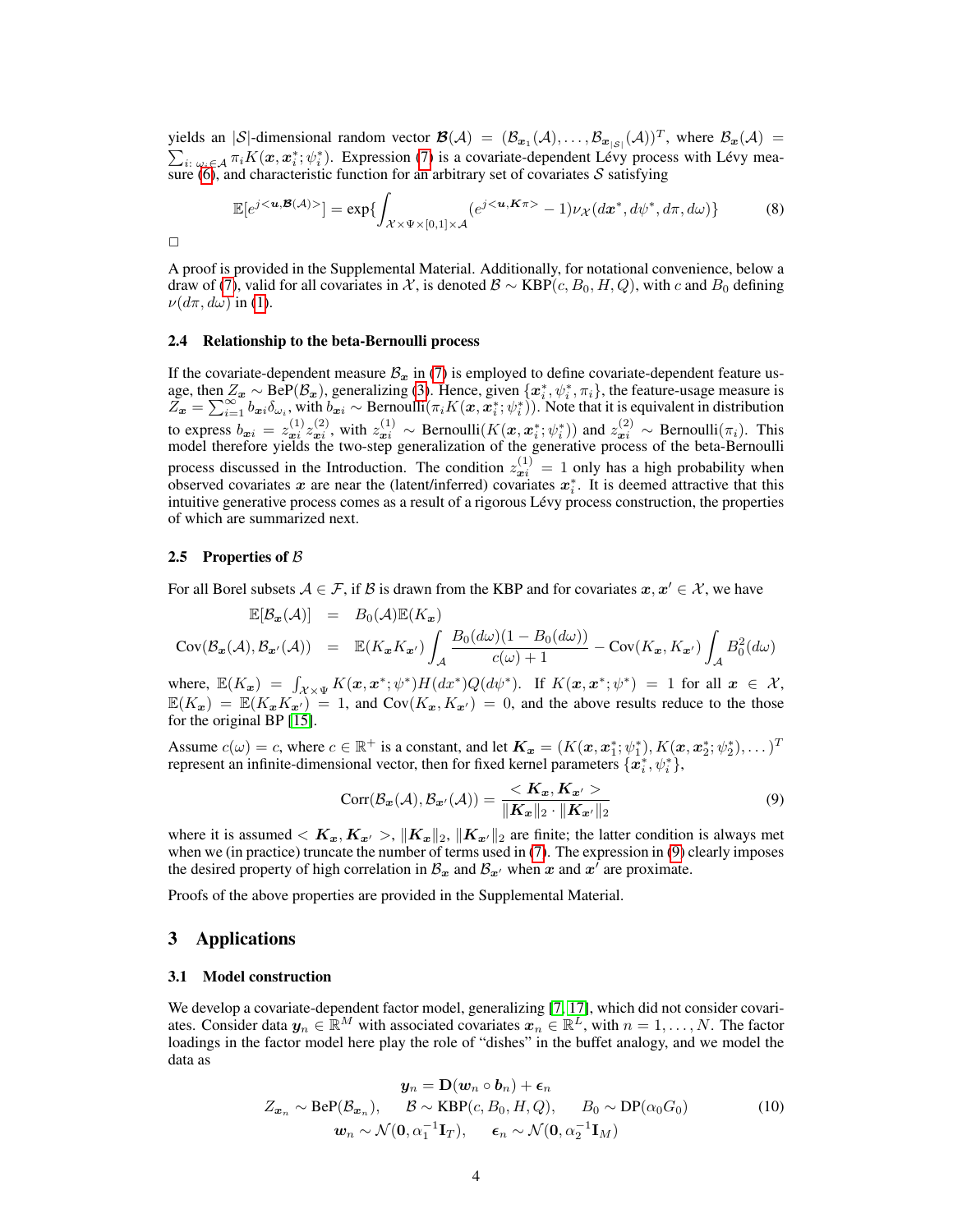yields an $|\mathcal{S}|$-dimensional random vector $\boldsymbol{\mathcal{B}}(\mathcal{A}) = (\mathcal{B}_{\boldsymbol{x}_1}(\mathcal{A}), \ldots, \mathcal{B}_{\boldsymbol{x}_{|\mathcal{S}|}}(\mathcal{A}))^T$, where $\mathcal{B}_{\boldsymbol{x}}(\mathcal{A}) = \sum_{i:\, \omega_i \in \mathcal{A}} \pi_i K(\boldsymbol{x}, \boldsymbol{x}_i^*; \psi_i^*)$. Expression (7) is a covariate-dependent Lévy process with Lévy measure (6), and characteristic function for an arbitrary set of covariates $\mathcal{S}$ satisfying

$$\mathbb{E}[e^{j<\boldsymbol{u}, \boldsymbol{\mathcal{B}}(\mathcal{A})>}] = \exp\{\int_{\mathcal{X}\times\Psi\times[0,1]\times\mathcal{A}} (e^{j<\boldsymbol{u}, \boldsymbol{K}\pi>} - 1)\nu_{\mathcal{X}}(d\boldsymbol{x}^*, d\psi^*, d\pi, d\omega)\} \tag{8}$$

□

A proof is provided in the Supplemental Material. Additionally, for notational convenience, below a draw of (7), valid for all covariates in $\mathcal{X}$, is denoted $\mathcal{B} \sim \text{KBP}(c, B_0, H, Q)$, with $c$ and $B_0$ defining $\nu(d\pi, d\omega)$ in (1).

### 2.4 Relationship to the beta-Bernoulli process

If the covariate-dependent measure $\mathcal{B}_{\boldsymbol{x}}$ in (7) is employed to define covariate-dependent feature usage, then $Z_{\boldsymbol{x}} \sim \text{BeP}(\mathcal{B}_{\boldsymbol{x}})$, generalizing (3). Hence, given $\{\boldsymbol{x}_i^*, \psi_i^*, \pi_i\}$, the feature-usage measure is $Z_{\boldsymbol{x}} = \sum_{i=1}^{\infty} b_{\boldsymbol{x}i}\delta_{\omega_i}$, with $b_{\boldsymbol{x}i} \sim \text{Bernoulli}(\pi_i K(\boldsymbol{x}, \boldsymbol{x}_i^*; \psi_i^*))$. Note that it is equivalent in distribution to express $b_{\boldsymbol{x}i} = z_{\boldsymbol{x}i}^{(1)} z_{\boldsymbol{x}i}^{(2)}$, with $z_{\boldsymbol{x}i}^{(1)} \sim \text{Bernoulli}(K(\boldsymbol{x}, \boldsymbol{x}_i^*; \psi_i^*))$ and $z_{\boldsymbol{x}i}^{(2)} \sim \text{Bernoulli}(\pi_i)$. This model therefore yields the two-step generalization of the generative process of the beta-Bernoulli process discussed in the Introduction. The condition $z_{\boldsymbol{x}i}^{(1)} = 1$ only has a high probability when observed covariates $\boldsymbol{x}$ are near the (latent/inferred) covariates $\boldsymbol{x}_i^*$. It is deemed attractive that this intuitive generative process comes as a result of a rigorous Lévy process construction, the properties of which are summarized next.

### 2.5 Properties of $\mathcal{B}$

For all Borel subsets $\mathcal{A} \in \mathcal{F}$, if $\mathcal{B}$ is drawn from the KBP and for covariates $\boldsymbol{x}, \boldsymbol{x}' \in \mathcal{X}$, we have

$$\begin{aligned}
\mathbb{E}[\mathcal{B}_{\boldsymbol{x}}(\mathcal{A})] &= B_0(\mathcal{A})\mathbb{E}(K_{\boldsymbol{x}}) \\
\text{Cov}(\mathcal{B}_{\boldsymbol{x}}(\mathcal{A}), \mathcal{B}_{\boldsymbol{x}'}(\mathcal{A})) &= \mathbb{E}(K_{\boldsymbol{x}}K_{\boldsymbol{x}'})\int_{\mathcal{A}} \frac{B_0(d\omega)(1 - B_0(d\omega))}{c(\omega) + 1} - \text{Cov}(K_{\boldsymbol{x}}, K_{\boldsymbol{x}'})\int_{\mathcal{A}} B_0^2(d\omega)
\end{aligned}$$

where, $\mathbb{E}(K_{\boldsymbol{x}}) = \int_{\mathcal{X}\times\Psi} K(\boldsymbol{x}, \boldsymbol{x}^*; \psi^*)H(d\boldsymbol{x}^*)Q(d\psi^*)$. If $K(\boldsymbol{x}, \boldsymbol{x}^*; \psi^*) = 1$ for all $\boldsymbol{x} \in \mathcal{X}$, $\mathbb{E}(K_{\boldsymbol{x}}) = \mathbb{E}(K_{\boldsymbol{x}}K_{\boldsymbol{x}'}) = 1$, and $\text{Cov}(K_{\boldsymbol{x}}, K_{\boldsymbol{x}'}) = 0$, and the above results reduce to the those for the original BP [15].

Assume $c(\omega) = c$, where $c \in \mathbb{R}^+$ is a constant, and let $\boldsymbol{K}_{\boldsymbol{x}} = (K(\boldsymbol{x}, \boldsymbol{x}_1^*; \psi_1^*), K(\boldsymbol{x}, \boldsymbol{x}_2^*; \psi_2^*), \ldots)^T$ represent an infinite-dimensional vector, then for fixed kernel parameters $\{\boldsymbol{x}_i^*, \psi_i^*\}$,

$$\text{Corr}(\mathcal{B}_{\boldsymbol{x}}(\mathcal{A}), \mathcal{B}_{\boldsymbol{x}'}(\mathcal{A})) = \frac{<\boldsymbol{K}_{\boldsymbol{x}}, \boldsymbol{K}_{\boldsymbol{x}'}>}{\|\boldsymbol{K}_{\boldsymbol{x}}\|_2 \cdot \|\boldsymbol{K}_{\boldsymbol{x}'}\|_2} \tag{9}$$

where it is assumed $<\boldsymbol{K}_{\boldsymbol{x}}, \boldsymbol{K}_{\boldsymbol{x}'}>$, $\|\boldsymbol{K}_{\boldsymbol{x}}\|_2$, $\|\boldsymbol{K}_{\boldsymbol{x}'}\|_2$ are finite; the latter condition is always met when we (in practice) truncate the number of terms used in (7). The expression in (9) clearly imposes the desired property of high correlation in $\mathcal{B}_{\boldsymbol{x}}$ and $\mathcal{B}_{\boldsymbol{x}'}$ when $\boldsymbol{x}$ and $\boldsymbol{x}'$ are proximate.

Proofs of the above properties are provided in the Supplemental Material.

## 3 Applications

### 3.1 Model construction

We develop a covariate-dependent factor model, generalizing [7, 17], which did not consider covariates. Consider data $\boldsymbol{y}_n \in \mathbb{R}^M$ with associated covariates $\boldsymbol{x}_n \in \mathbb{R}^L$, with $n = 1, \ldots, N$. The factor loadings in the factor model here play the role of "dishes" in the buffet analogy, and we model the data as

$$\begin{gathered}
\boldsymbol{y}_n = \mathbf{D}(\boldsymbol{w}_n \circ \boldsymbol{b}_n) + \boldsymbol{\epsilon}_n \\
Z_{\boldsymbol{x}_n} \sim \text{BeP}(\mathcal{B}_{\boldsymbol{x}_n}), \qquad \mathcal{B} \sim \text{KBP}(c, B_0, H, Q), \qquad B_0 \sim \text{DP}(\alpha_0 G_0) \\
\boldsymbol{w}_n \sim \mathcal{N}(\boldsymbol{0}, \alpha_1^{-1}\mathbf{I}_T), \qquad \boldsymbol{\epsilon}_n \sim \mathcal{N}(\boldsymbol{0}, \alpha_2^{-1}\mathbf{I}_M)
\end{gathered} \tag{10}$$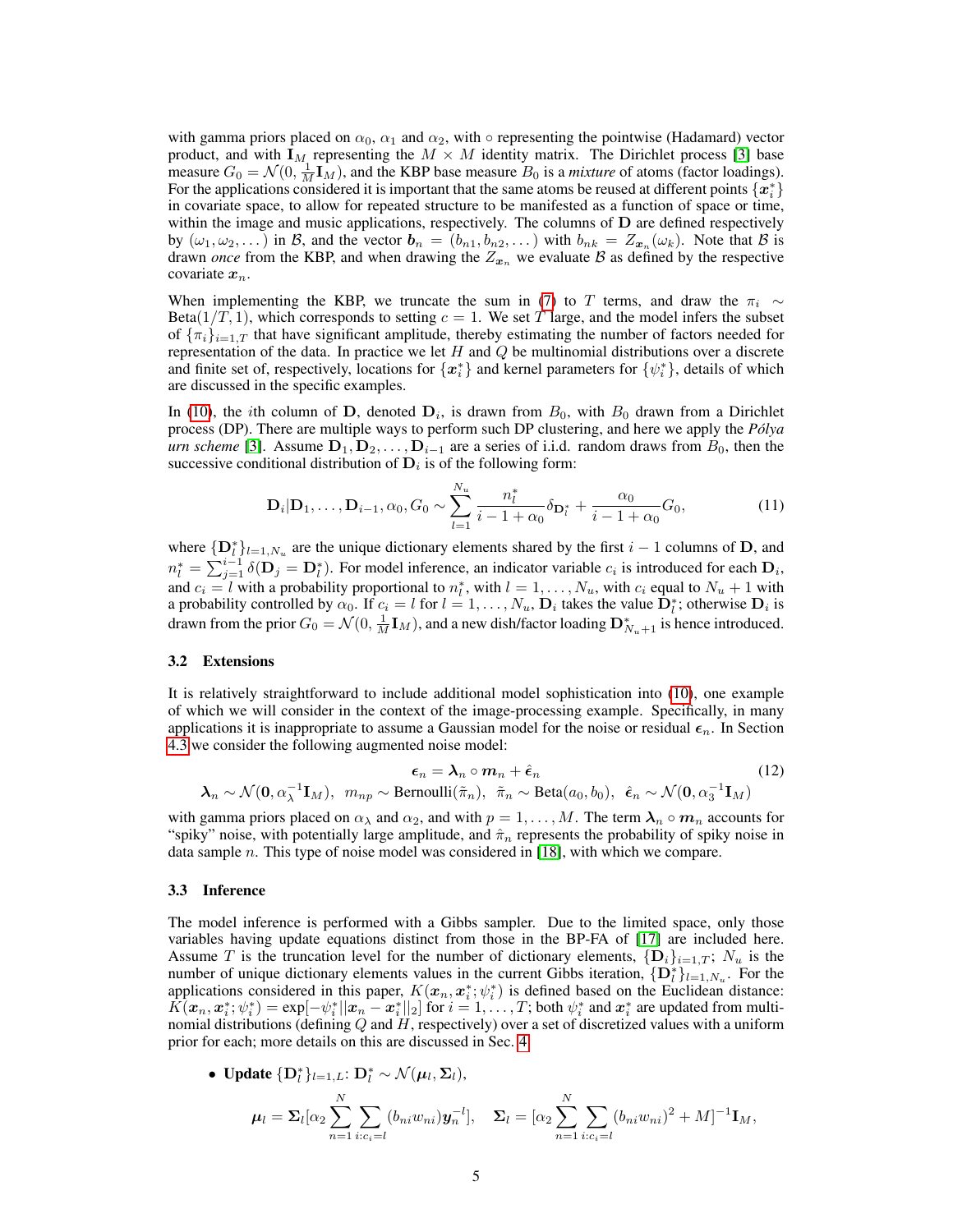with gamma priors placed on $\alpha_0$, $\alpha_1$ and $\alpha_2$, with $\circ$ representing the pointwise (Hadamard) vector product, and with $\mathbf{I}_M$ representing the $M \times M$ identity matrix. The Dirichlet process [3] base measure $G_0 = \mathcal{N}(0, \frac{1}{M}\mathbf{I}_M)$, and the KBP base measure $B_0$ is a *mixture* of atoms (factor loadings). For the applications considered it is important that the same atoms be reused at different points $\{\boldsymbol{x}_i^*\}$ in covariate space, to allow for repeated structure to be manifested as a function of space or time, within the image and music applications, respectively. The columns of $\mathbf{D}$ are defined respectively by $(\omega_1, \omega_2, \dots)$ in $\mathcal{B}$, and the vector $\boldsymbol{b}_n = (b_{n1}, b_{n2}, \dots)$ with $b_{nk} = Z_{\boldsymbol{x}_n}(\omega_k)$. Note that $\mathcal{B}$ is drawn *once* from the KBP, and when drawing the $Z_{\boldsymbol{x}_n}$ we evaluate $\mathcal{B}$ as defined by the respective covariate $\boldsymbol{x}_n$.

When implementing the KBP, we truncate the sum in (7) to $T$ terms, and draw the $\pi_i \sim \text{Beta}(1/T, 1)$, which corresponds to setting $c = 1$. We set $T$ large, and the model infers the subset of $\{\pi_i\}_{i=1,T}$ that have significant amplitude, thereby estimating the number of factors needed for representation of the data. In practice we let $H$ and $Q$ be multinomial distributions over a discrete and finite set of, respectively, locations for $\{\boldsymbol{x}_i^*\}$ and kernel parameters for $\{\psi_i^*\}$, details of which are discussed in the specific examples.

In (10), the $i$th column of $\mathbf{D}$, denoted $\mathbf{D}_i$, is drawn from $B_0$, with $B_0$ drawn from a Dirichlet process (DP). There are multiple ways to perform such DP clustering, and here we apply the *Pólya urn scheme* [3]. Assume $\mathbf{D}_1, \mathbf{D}_2, \dots, \mathbf{D}_{i-1}$ are a series of i.i.d. random draws from $B_0$, then the successive conditional distribution of $\mathbf{D}_i$ is of the following form:

$$\mathbf{D}_i|\mathbf{D}_1, \dots, \mathbf{D}_{i-1}, \alpha_0, G_0 \sim \sum_{l=1}^{N_u} \frac{n_l^*}{i-1+\alpha_0}\delta_{\mathbf{D}_l^*} + \frac{\alpha_0}{i-1+\alpha_0}G_0, \tag{11}$$

where $\{\mathbf{D}_l^*\}_{l=1,N_u}$ are the unique dictionary elements shared by the first $i-1$ columns of $\mathbf{D}$, and $n_l^* = \sum_{j=1}^{i-1}\delta(\mathbf{D}_j = \mathbf{D}_l^*)$. For model inference, an indicator variable $c_i$ is introduced for each $\mathbf{D}_i$, and $c_i = l$ with a probability proportional to $n_l^*$, with $l = 1, \dots, N_u$, with $c_i$ equal to $N_u + 1$ with a probability controlled by $\alpha_0$. If $c_i = l$ for $l = 1, \dots, N_u$, $\mathbf{D}_i$ takes the value $\mathbf{D}_l^*$; otherwise $\mathbf{D}_i$ is drawn from the prior $G_0 = \mathcal{N}(0, \frac{1}{M}\mathbf{I}_M)$, and a new dish/factor loading $\mathbf{D}_{N_u+1}^*$ is hence introduced.

### 3.2 Extensions

It is relatively straightforward to include additional model sophistication into (10), one example of which we will consider in the context of the image-processing example. Specifically, in many applications it is inappropriate to assume a Gaussian model for the noise or residual $\boldsymbol{\epsilon}_n$. In Section 4.3 we consider the following augmented noise model:

$$\begin{gathered}\boldsymbol{\epsilon}_n = \boldsymbol{\lambda}_n \circ \boldsymbol{m}_n + \hat{\boldsymbol{\epsilon}}_n \\ \boldsymbol{\lambda}_n \sim \mathcal{N}(\mathbf{0}, \alpha_\lambda^{-1}\mathbf{I}_M), \;\; m_{np} \sim \text{Bernoulli}(\tilde{\pi}_n), \;\; \tilde{\pi}_n \sim \text{Beta}(a_0, b_0), \;\; \hat{\boldsymbol{\epsilon}}_n \sim \mathcal{N}(\mathbf{0}, \alpha_3^{-1}\mathbf{I}_M)\end{gathered} \tag{12}$$

with gamma priors placed on $\alpha_\lambda$ and $\alpha_2$, and with $p = 1, \dots, M$. The term $\boldsymbol{\lambda}_n \circ \boldsymbol{m}_n$ accounts for "spiky" noise, with potentially large amplitude, and $\hat{\pi}_n$ represents the probability of spiky noise in data sample $n$. This type of noise model was considered in [18], with which we compare.

### 3.3 Inference

The model inference is performed with a Gibbs sampler. Due to the limited space, only those variables having update equations distinct from those in the BP-FA of [17] are included here. Assume $T$ is the truncation level for the number of dictionary elements, $\{\mathbf{D}_i\}_{i=1,T}$; $N_u$ is the number of unique dictionary elements values in the current Gibbs iteration, $\{\mathbf{D}_l^*\}_{l=1,N_u}$. For the applications considered in this paper, $K(\boldsymbol{x}_n, \boldsymbol{x}_i^*; \psi_i^*)$ is defined based on the Euclidean distance: $K(\boldsymbol{x}_n, \boldsymbol{x}_i^*; \psi_i^*) = \exp[-\psi_i^*||\boldsymbol{x}_n - \boldsymbol{x}_i^*||_2]$ for $i = 1, \dots, T$; both $\psi_i^*$ and $\boldsymbol{x}_i^*$ are updated from multinomial distributions (defining $Q$ and $H$, respectively) over a set of discretized values with a uniform prior for each; more details on this are discussed in Sec. 4.

- **Update** $\{\mathbf{D}_l^*\}_{l=1,L}$: $\mathbf{D}_l^* \sim \mathcal{N}(\boldsymbol{\mu}_l, \boldsymbol{\Sigma}_l)$,

$$\boldsymbol{\mu}_l = \boldsymbol{\Sigma}_l[\alpha_2 \sum_{n=1}^{N} \sum_{i:c_i=l} (b_{ni}w_{ni})\boldsymbol{y}_n^{-l}], \quad \boldsymbol{\Sigma}_l = [\alpha_2 \sum_{n=1}^{N} \sum_{i:c_i=l} (b_{ni}w_{ni})^2 + M]^{-1}\mathbf{I}_M,$$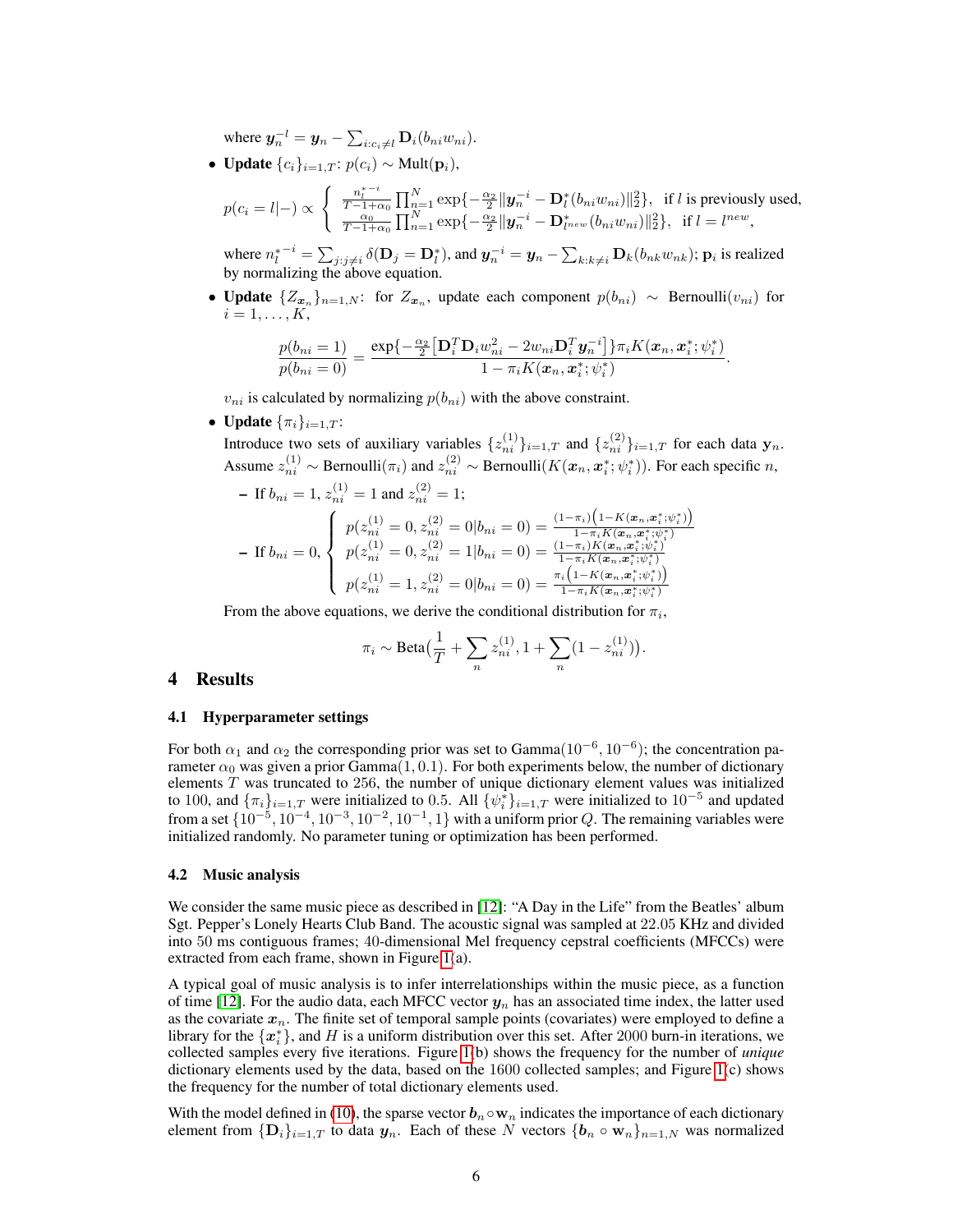where $\boldsymbol{y}_n^{-l} = \boldsymbol{y}_n - \sum_{i:c_i \neq l} \mathbf{D}_i(b_{ni} w_{ni})$.

- **Update** $\{c_i\}_{i=1,T}$: $p(c_i) \sim \text{Mult}(\mathbf{p}_i)$,

$$
p(c_i = l|-) \propto \begin{cases} \frac{n_l^{*-i}}{T-1+\alpha_0} \prod_{n=1}^N \exp\{-\frac{\alpha_2}{2}\|\boldsymbol{y}_n^{-i} - \mathbf{D}_l^*(b_{ni}w_{ni})\|_2^2\}, & \text{if } l \text{ is previously used,} \\ \frac{\alpha_0}{T-1+\alpha_0} \prod_{n=1}^N \exp\{-\frac{\alpha_2}{2}\|\boldsymbol{y}_n^{-i} - \mathbf{D}_{l^{new}}^*(b_{ni}w_{ni})\|_2^2\}, & \text{if } l = l^{new}, \end{cases}
$$

where $n_l^{*-i} = \sum_{j:j\neq i} \delta(\mathbf{D}_j = \mathbf{D}_l^*)$, and $\boldsymbol{y}_n^{-i} = \boldsymbol{y}_n - \sum_{k:k\neq i} \mathbf{D}_k(b_{nk}w_{nk})$; $\mathbf{p}_i$ is realized by normalizing the above equation.

- **Update** $\{Z_{\boldsymbol{x}_n}\}_{n=1,N}$: for $Z_{\boldsymbol{x}_n}$, update each component $p(b_{ni}) \sim \text{Bernoulli}(v_{ni})$ for $i = 1, \ldots, K$,

$$
\frac{p(b_{ni}=1)}{p(b_{ni}=0)} = \frac{\exp\{-\frac{\alpha_2}{2}\big[\mathbf{D}_i^T\mathbf{D}_i w_{ni}^2 - 2w_{ni}\mathbf{D}_i^T \boldsymbol{y}_n^{-i}\big]\}\pi_i K(\boldsymbol{x}_n, \boldsymbol{x}_i^*; \psi_i^*)}{1 - \pi_i K(\boldsymbol{x}_n, \boldsymbol{x}_i^*; \psi_i^*)}.
$$

$v_{ni}$ is calculated by normalizing $p(b_{ni})$ with the above constraint.

- **Update** $\{\pi_i\}_{i=1,T}$:
  Introduce two sets of auxiliary variables $\{z_{ni}^{(1)}\}_{i=1,T}$ and $\{z_{ni}^{(2)}\}_{i=1,T}$ for each data $\mathbf{y}_n$. Assume $z_{ni}^{(1)} \sim \text{Bernoulli}(\pi_i)$ and $z_{ni}^{(2)} \sim \text{Bernoulli}(K(\boldsymbol{x}_n, \boldsymbol{x}_i^*; \psi_i^*))$. For each specific $n$,
  - If $b_{ni} = 1$, $z_{ni}^{(1)} = 1$ and $z_{ni}^{(2)} = 1$;
  - If $b_{ni} = 0$, $\begin{cases} p(z_{ni}^{(1)} = 0, z_{ni}^{(2)} = 0|b_{ni} = 0) = \frac{(1-\pi_i)\big(1-K(\boldsymbol{x}_n,\boldsymbol{x}_i^*;\psi_i^*)\big)}{1-\pi_i K(\boldsymbol{x}_n,\boldsymbol{x}_i^*;\psi_i^*)} \\ p(z_{ni}^{(1)} = 0, z_{ni}^{(2)} = 1|b_{ni} = 0) = \frac{(1-\pi_i)K(\boldsymbol{x}_n,\boldsymbol{x}_i^*;\psi_i^*)}{1-\pi_i K(\boldsymbol{x}_n,\boldsymbol{x}_i^*;\psi_i^*)} \\ p(z_{ni}^{(1)} = 1, z_{ni}^{(2)} = 0|b_{ni} = 0) = \frac{\pi_i\big(1-K(\boldsymbol{x}_n,\boldsymbol{x}_i^*;\psi_i^*)\big)}{1-\pi_i K(\boldsymbol{x}_n,\boldsymbol{x}_i^*;\psi_i^*)} \end{cases}$

  From the above equations, we derive the conditional distribution for $\pi_i$,

$$
\pi_i \sim \text{Beta}\big(\frac{1}{T} + \sum_n z_{ni}^{(1)}, 1 + \sum_n (1 - z_{ni}^{(1)})\big).
$$

# 4 Results

## 4.1 Hyperparameter settings

For both $\alpha_1$ and $\alpha_2$ the corresponding prior was set to Gamma$(10^{-6}, 10^{-6})$; the concentration parameter $\alpha_0$ was given a prior Gamma$(1, 0.1)$. For both experiments below, the number of dictionary elements $T$ was truncated to 256, the number of unique dictionary element values was initialized to 100, and $\{\pi_i\}_{i=1,T}$ were initialized to 0.5. All $\{\psi_i^*\}_{i=1,T}$ were initialized to $10^{-5}$ and updated from a set $\{10^{-5}, 10^{-4}, 10^{-3}, 10^{-2}, 10^{-1}, 1\}$ with a uniform prior $Q$. The remaining variables were initialized randomly. No parameter tuning or optimization has been performed.

## 4.2 Music analysis

We consider the same music piece as described in [12]: "A Day in the Life" from the Beatles' album Sgt. Pepper's Lonely Hearts Club Band. The acoustic signal was sampled at 22.05 KHz and divided into 50 ms contiguous frames; 40-dimensional Mel frequency cepstral coefficients (MFCCs) were extracted from each frame, shown in Figure 1(a).

A typical goal of music analysis is to infer interrelationships within the music piece, as a function of time [12]. For the audio data, each MFCC vector $\boldsymbol{y}_n$ has an associated time index, the latter used as the covariate $\boldsymbol{x}_n$. The finite set of temporal sample points (covariates) were employed to define a library for the $\{\boldsymbol{x}_i^*\}$, and $H$ is a uniform distribution over this set. After 2000 burn-in iterations, we collected samples every five iterations. Figure 1(b) shows the frequency for the number of *unique* dictionary elements used by the data, based on the 1600 collected samples; and Figure 1(c) shows the frequency for the number of total dictionary elements used.

With the model defined in (10), the sparse vector $\boldsymbol{b}_n \circ \mathbf{w}_n$ indicates the importance of each dictionary element from $\{\mathbf{D}_i\}_{i=1,T}$ to data $\boldsymbol{y}_n$. Each of these $N$ vectors $\{\boldsymbol{b}_n \circ \mathbf{w}_n\}_{n=1,N}$ was normalized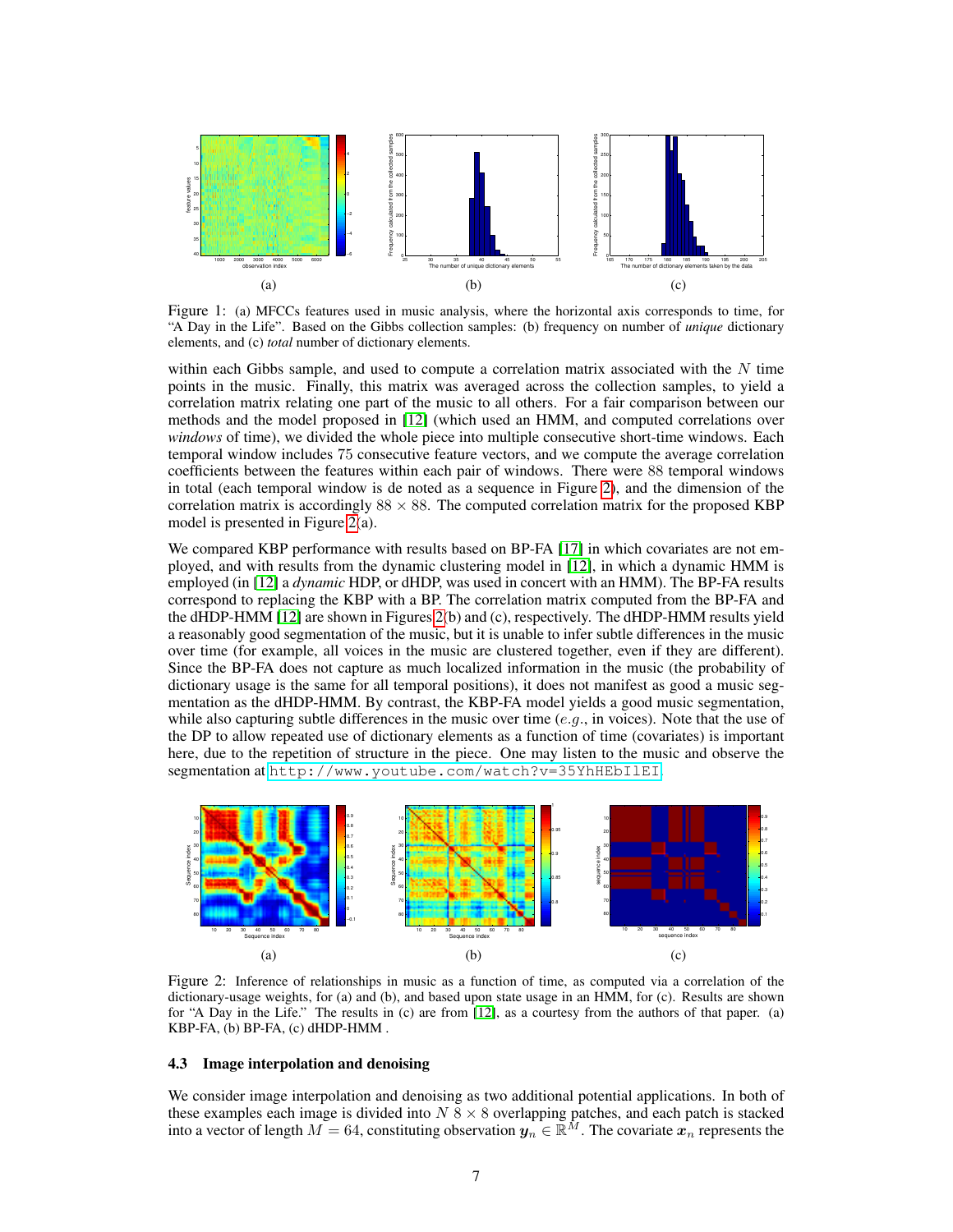Figure 1: (a) MFCCs features used in music analysis, where the horizontal axis corresponds to time, for "A Day in the Life". Based on the Gibbs collection samples: (b) frequency on number of *unique* dictionary elements, and (c) *total* number of dictionary elements.

within each Gibbs sample, and used to compute a correlation matrix associated with the $N$ time points in the music. Finally, this matrix was averaged across the collection samples, to yield a correlation matrix relating one part of the music to all others. For a fair comparison between our methods and the model proposed in [12] (which used an HMM, and computed correlations over *windows* of time), we divided the whole piece into multiple consecutive short-time windows. Each temporal window includes 75 consecutive feature vectors, and we compute the average correlation coefficients between the features within each pair of windows. There were 88 temporal windows in total (each temporal window is de noted as a sequence in Figure 2), and the dimension of the correlation matrix is accordingly $88 \times 88$. The computed correlation matrix for the proposed KBP model is presented in Figure 2(a).

We compared KBP performance with results based on BP-FA [17] in which covariates are not employed, and with results from the dynamic clustering model in [12], in which a dynamic HMM is employed (in [12] a *dynamic* HDP, or dHDP, was used in concert with an HMM). The BP-FA results correspond to replacing the KBP with a BP. The correlation matrix computed from the BP-FA and the dHDP-HMM [12] are shown in Figures 2(b) and (c), respectively. The dHDP-HMM results yield a reasonably good segmentation of the music, but it is unable to infer subtle differences in the music over time (for example, all voices in the music are clustered together, even if they are different). Since the BP-FA does not capture as much localized information in the music (the probability of dictionary usage is the same for all temporal positions), it does not manifest as good a music segmentation as the dHDP-HMM. By contrast, the KBP-FA model yields a good music segmentation, while also capturing subtle differences in the music over time (*e.g.*, in voices). Note that the use of the DP to allow repeated use of dictionary elements as a function of time (covariates) is important here, due to the repetition of structure in the piece. One may listen to the music and observe the segmentation at http://www.youtube.com/watch?v=35YhHEbIlEI.

Figure 2: Inference of relationships in music as a function of time, as computed via a correlation of the dictionary-usage weights, for (a) and (b), and based upon state usage in an HMM, for (c). Results are shown for "A Day in the Life." The results in (c) are from [12], as a courtesy from the authors of that paper. (a) KBP-FA, (b) BP-FA, (c) dHDP-HMM .

### 4.3 Image interpolation and denoising

We consider image interpolation and denoising as two additional potential applications. In both of these examples each image is divided into $N$ $8 \times 8$ overlapping patches, and each patch is stacked into a vector of length $M = 64$, constituting observation $\boldsymbol{y}_n \in \mathbb{R}^M$. The covariate $\boldsymbol{x}_n$ represents the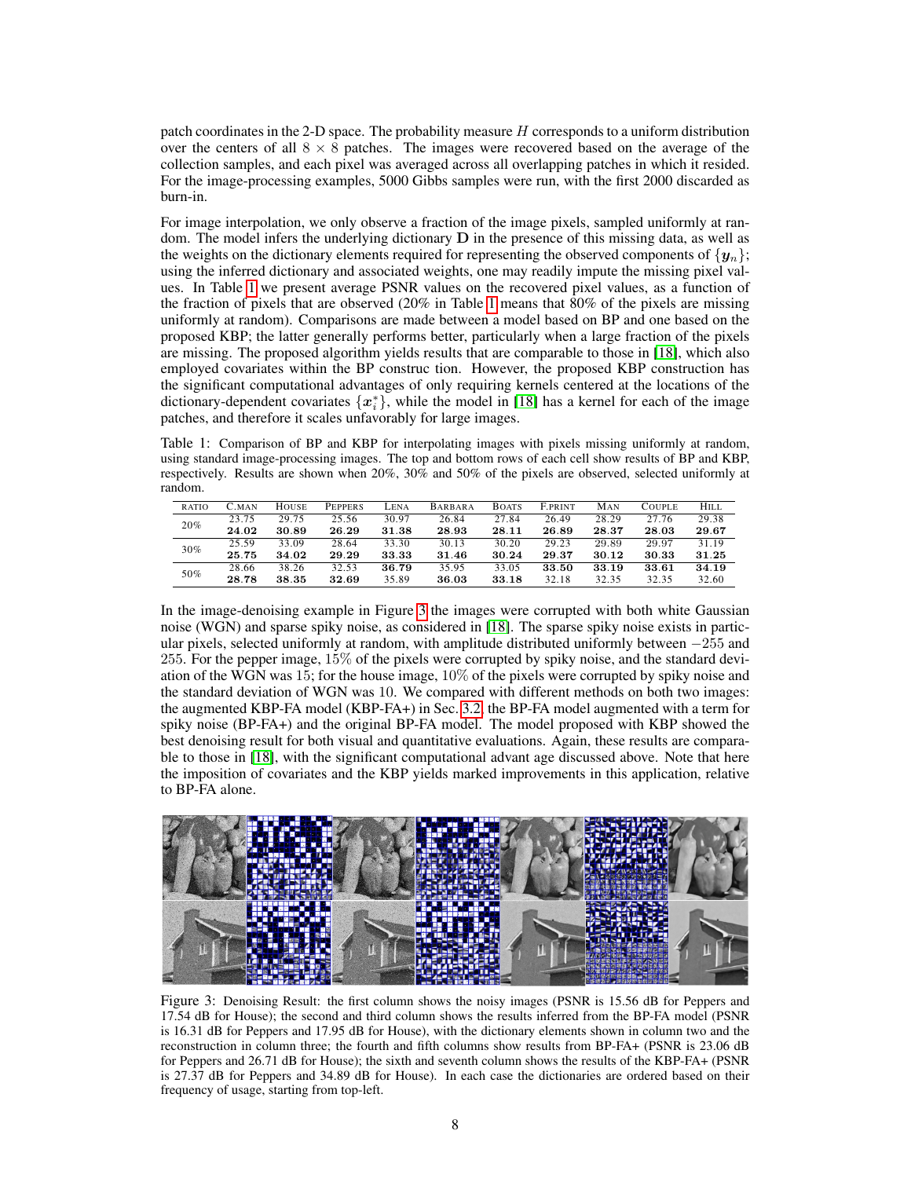patch coordinates in the 2-D space. The probability measure $H$ corresponds to a uniform distribution over the centers of all $8 \times 8$ patches. The images were recovered based on the average of the collection samples, and each pixel was averaged across all overlapping patches in which it resided. For the image-processing examples, 5000 Gibbs samples were run, with the first 2000 discarded as burn-in.

For image interpolation, we only observe a fraction of the image pixels, sampled uniformly at random. The model infers the underlying dictionary $\mathbf{D}$ in the presence of this missing data, as well as the weights on the dictionary elements required for representing the observed components of $\{\boldsymbol{y}_n\}$; using the inferred dictionary and associated weights, one may readily impute the missing pixel values. In Table 1 we present average PSNR values on the recovered pixel values, as a function of the fraction of pixels that are observed (20% in Table 1 means that 80% of the pixels are missing uniformly at random). Comparisons are made between a model based on BP and one based on the proposed KBP; the latter generally performs better, particularly when a large fraction of the pixels are missing. The proposed algorithm yields results that are comparable to those in [18], which also employed covariates within the BP construc tion. However, the proposed KBP construction has the significant computational advantages of only requiring kernels centered at the locations of the dictionary-dependent covariates $\{\boldsymbol{x}_i^*\}$, while the model in [18] has a kernel for each of the image patches, and therefore it scales unfavorably for large images.

Table 1: Comparison of BP and KBP for interpolating images with pixels missing uniformly at random, using standard image-processing images. The top and bottom rows of each cell show results of BP and KBP, respectively. Results are shown when 20%, 30% and 50% of the pixels are observed, selected uniformly at random.

| RATIO | C.MAN | HOUSE | PEPPERS | LENA | BARBARA | BOATS | F.PRINT | MAN | COUPLE | HILL |
|---|---|---|---|---|---|---|---|---|---|---|
| 20% | 23.75 | 29.75 | 25.56 | 30.97 | 26.84 | 27.84 | 26.49 | 28.29 | 27.76 | 29.38 |
| | **24.02** | **30.89** | **26.29** | **31.38** | **28.93** | **28.11** | **26.89** | **28.37** | **28.03** | **29.67** |
| 30% | 25.59 | 33.09 | 28.64 | 33.30 | 30.13 | 30.20 | 29.23 | 29.89 | 29.97 | 31.19 |
| | **25.75** | **34.02** | **29.29** | **33.33** | **31.46** | **30.24** | **29.37** | **30.12** | **30.33** | **31.25** |
| 50% | 28.66 | 38.26 | 32.53 | **36.79** | 35.95 | 33.05 | **33.50** | **33.19** | **33.61** | **34.19** |
| | **28.78** | **38.35** | **32.69** | 35.89 | **36.03** | **33.18** | 32.18 | 32.35 | 32.35 | 32.60 |

In the image-denoising example in Figure 3 the images were corrupted with both white Gaussian noise (WGN) and sparse spiky noise, as considered in [18]. The sparse spiky noise exists in particular pixels, selected uniformly at random, with amplitude distributed uniformly between $-255$ and $255$. For the pepper image, 15% of the pixels were corrupted by spiky noise, and the standard deviation of the WGN was 15; for the house image, 10% of the pixels were corrupted by spiky noise and the standard deviation of WGN was 10. We compared with different methods on both two images: the augmented KBP-FA model (KBP-FA+) in Sec. 3.2, the BP-FA model augmented with a term for spiky noise (BP-FA+) and the original BP-FA model. The model proposed with KBP showed the best denoising result for both visual and quantitative evaluations. Again, these results are comparable to those in [18], with the significant computational advant age discussed above. Note that here the imposition of covariates and the KBP yields marked improvements in this application, relative to BP-FA alone.

Figure 3: Denoising Result: the first column shows the noisy images (PSNR is 15.56 dB for Peppers and 17.54 dB for House); the second and third column shows the results inferred from the BP-FA model (PSNR is 16.31 dB for Peppers and 17.95 dB for House), with the dictionary elements shown in column two and the reconstruction in column three; the fourth and fifth columns show results from BP-FA+ (PSNR is 23.06 dB for Peppers and 26.71 dB for House); the sixth and seventh column shows the results of the KBP-FA+ (PSNR is 27.37 dB for Peppers and 34.89 dB for House). In each case the dictionaries are ordered based on their frequency of usage, starting from top-left.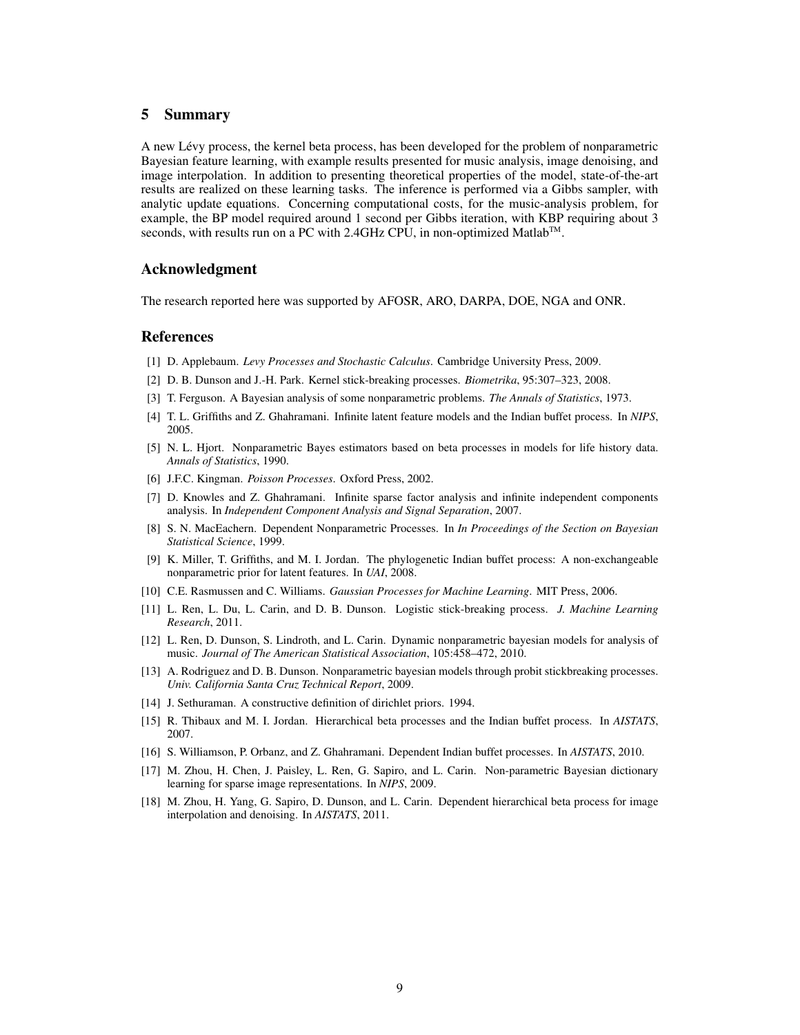## 5 Summary

A new Lévy process, the kernel beta process, has been developed for the problem of nonparametric Bayesian feature learning, with example results presented for music analysis, image denoising, and image interpolation. In addition to presenting theoretical properties of the model, state-of-the-art results are realized on these learning tasks. The inference is performed via a Gibbs sampler, with analytic update equations. Concerning computational costs, for the music-analysis problem, for example, the BP model required around 1 second per Gibbs iteration, with KBP requiring about 3 seconds, with results run on a PC with 2.4GHz CPU, in non-optimized Matlab™.

## Acknowledgment

The research reported here was supported by AFOSR, ARO, DARPA, DOE, NGA and ONR.

## References

[1] D. Applebaum. *Levy Processes and Stochastic Calculus*. Cambridge University Press, 2009.

[2] D. B. Dunson and J.-H. Park. Kernel stick-breaking processes. *Biometrika*, 95:307–323, 2008.

[3] T. Ferguson. A Bayesian analysis of some nonparametric problems. *The Annals of Statistics*, 1973.

[4] T. L. Griffiths and Z. Ghahramani. Infinite latent feature models and the Indian buffet process. In *NIPS*, 2005.

[5] N. L. Hjort. Nonparametric Bayes estimators based on beta processes in models for life history data. *Annals of Statistics*, 1990.

[6] J.F.C. Kingman. *Poisson Processes*. Oxford Press, 2002.

[7] D. Knowles and Z. Ghahramani. Infinite sparse factor analysis and infinite independent components analysis. In *Independent Component Analysis and Signal Separation*, 2007.

[8] S. N. MacEachern. Dependent Nonparametric Processes. In *In Proceedings of the Section on Bayesian Statistical Science*, 1999.

[9] K. Miller, T. Griffiths, and M. I. Jordan. The phylogenetic Indian buffet process: A non-exchangeable nonparametric prior for latent features. In *UAI*, 2008.

[10] C.E. Rasmussen and C. Williams. *Gaussian Processes for Machine Learning*. MIT Press, 2006.

[11] L. Ren, L. Du, L. Carin, and D. B. Dunson. Logistic stick-breaking process. *J. Machine Learning Research*, 2011.

[12] L. Ren, D. Dunson, S. Lindroth, and L. Carin. Dynamic nonparametric bayesian models for analysis of music. *Journal of The American Statistical Association*, 105:458–472, 2010.

[13] A. Rodriguez and D. B. Dunson. Nonparametric bayesian models through probit stickbreaking processes. *Univ. California Santa Cruz Technical Report*, 2009.

[14] J. Sethuraman. A constructive definition of dirichlet priors. 1994.

[15] R. Thibaux and M. I. Jordan. Hierarchical beta processes and the Indian buffet process. In *AISTATS*, 2007.

[16] S. Williamson, P. Orbanz, and Z. Ghahramani. Dependent Indian buffet processes. In *AISTATS*, 2010.

[17] M. Zhou, H. Chen, J. Paisley, L. Ren, G. Sapiro, and L. Carin. Non-parametric Bayesian dictionary learning for sparse image representations. In *NIPS*, 2009.

[18] M. Zhou, H. Yang, G. Sapiro, D. Dunson, and L. Carin. Dependent hierarchical beta process for image interpolation and denoising. In *AISTATS*, 2011.